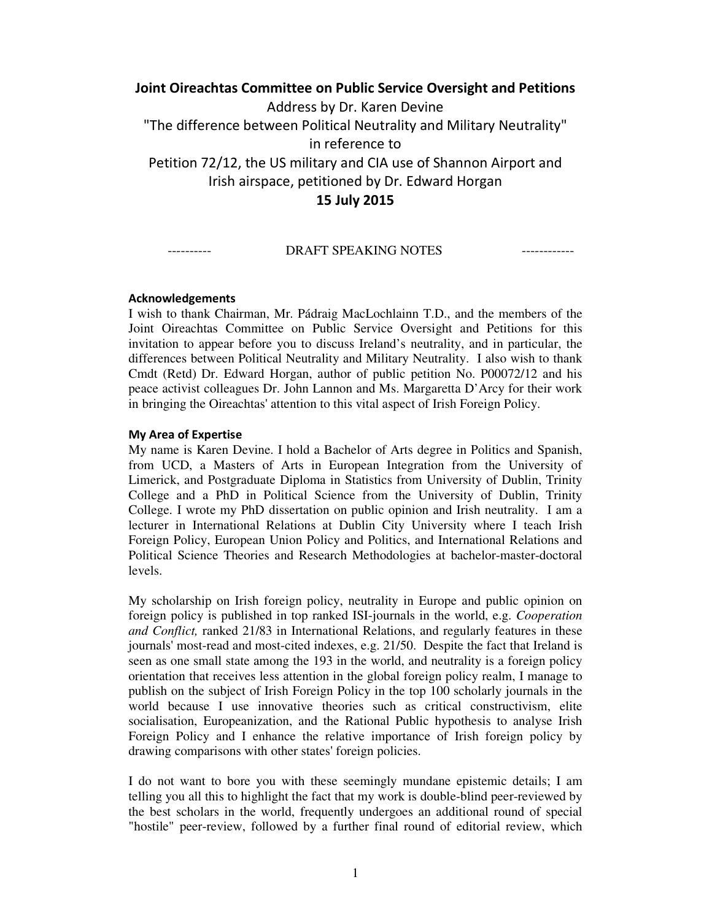# Joint Oireachtas Committee on Public Service Oversight and Petitions

Address by Dr. Karen Devine

"The difference between Political Neutrality and Military Neutrality"

in reference to

Petition 72/12, the US military and CIA use of Shannon Airport and Irish airspace, petitioned by Dr. Edward Horgan

**15 July 2015**

---------- DRAFT SPEAKING NOTES ------------

## Acknowledgements

I wish to thank Chairman, Mr. Pádraig MacLochlainn T.D., and the members of the Joint Oireachtas Committee on Public Service Oversight and Petitions for this invitation to appear before you to discuss Ireland's neutrality, and in particular, the differences between Political Neutrality and Military Neutrality. I also wish to thank Cmdt (Retd) Dr. Edward Horgan, author of public petition No. P00072/12 and his peace activist colleagues Dr. John Lannon and Ms. Margaretta D'Arcy for their work in bringing the Oireachtas' attention to this vital aspect of Irish Foreign Policy.

## My Area of Expertise

My name is Karen Devine. I hold a Bachelor of Arts degree in Politics and Spanish, from UCD, a Masters of Arts in European Integration from the University of Limerick, and Postgraduate Diploma in Statistics from University of Dublin, Trinity College and a PhD in Political Science from the University of Dublin, Trinity College. I wrote my PhD dissertation on public opinion and Irish neutrality. I am a lecturer in International Relations at Dublin City University where I teach Irish Foreign Policy, European Union Policy and Politics, and International Relations and Political Science Theories and Research Methodologies at bachelor-master-doctoral levels.

My scholarship on Irish foreign policy, neutrality in Europe and public opinion on foreign policy is published in top ranked ISI-journals in the world, e.g. *Cooperation and Conflict,* ranked 21/83 in International Relations, and regularly features in these journals' most-read and most-cited indexes, e.g. 21/50. Despite the fact that Ireland is seen as one small state among the 193 in the world, and neutrality is a foreign policy orientation that receives less attention in the global foreign policy realm, I manage to publish on the subject of Irish Foreign Policy in the top 100 scholarly journals in the world because I use innovative theories such as critical constructivism, elite socialisation, Europeanization, and the Rational Public hypothesis to analyse Irish Foreign Policy and I enhance the relative importance of Irish foreign policy by drawing comparisons with other states' foreign policies.

I do not want to bore you with these seemingly mundane epistemic details; I am telling you all this to highlight the fact that my work is double-blind peer-reviewed by the best scholars in the world, frequently undergoes an additional round of special "hostile" peer-review, followed by a further final round of editorial review, which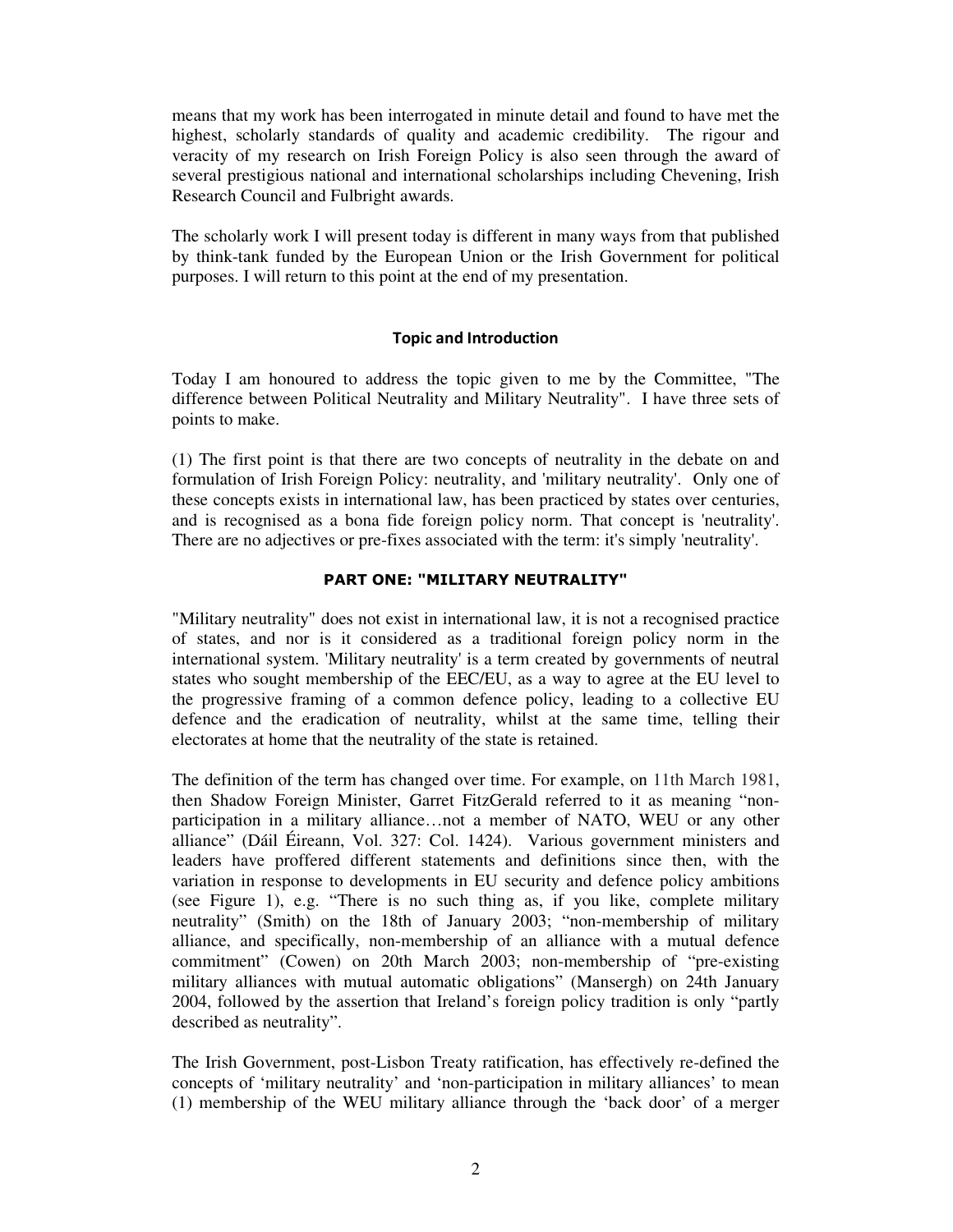means that my work has been interrogated in minute detail and found to have met the highest, scholarly standards of quality and academic credibility. The rigour and veracity of my research on Irish Foreign Policy is also seen through the award of several prestigious national and international scholarships including Chevening, Irish Research Council and Fulbright awards.

The scholarly work I will present today is different in many ways from that published by think-tank funded by the European Union or the Irish Government for political purposes. I will return to this point at the end of my presentation.

### Topic and Introduction

Today I am honoured to address the topic given to me by the Committee, "The difference between Political Neutrality and Military Neutrality". I have three sets of points to make.

(1) The first point is that there are two concepts of neutrality in the debate on and formulation of Irish Foreign Policy: neutrality, and 'military neutrality'. Only one of these concepts exists in international law, has been practiced by states over centuries, and is recognised as a bona fide foreign policy norm. That concept is 'neutrality'. There are no adjectives or pre-fixes associated with the term: it's simply 'neutrality'.

## PART ONE: "MILITARY NEUTRALITY"

"Military neutrality" does not exist in international law, it is not a recognised practice of states, and nor is it considered as a traditional foreign policy norm in the international system. 'Military neutrality' is a term created by governments of neutral states who sought membership of the EEC/EU, as a way to agree at the EU level to the progressive framing of a common defence policy, leading to a collective EU defence and the eradication of neutrality, whilst at the same time, telling their electorates at home that the neutrality of the state is retained.

The definition of the term has changed over time. For example, on 11th March 1981, then Shadow Foreign Minister, Garret FitzGerald referred to it as meaning "non-participation in a military alliance…not a member of NATO, WEU or any other alliance" (Dáil Éireann, Vol. 327: Col. 1424). Various government ministers and leaders have proffered different statements and definitions since then, with the variation in response to developments in EU security and defence policy ambitions (see Figure 1), e.g. "There is no such thing as, if you like, complete military neutrality" (Smith) on the 18th of January 2003; "non-membership of military alliance, and specifically, non-membership of an alliance with a mutual defence commitment" (Cowen) on 20th March 2003; non-membership of "pre-existing military alliances with mutual automatic obligations" (Mansergh) on 24th January 2004, followed by the assertion that Ireland's foreign policy tradition is only "partly described as neutrality".

The Irish Government, post-Lisbon Treaty ratification, has effectively re-defined the concepts of 'military neutrality' and 'non-participation in military alliances' to mean (1) membership of the WEU military alliance through the 'back door' of a merger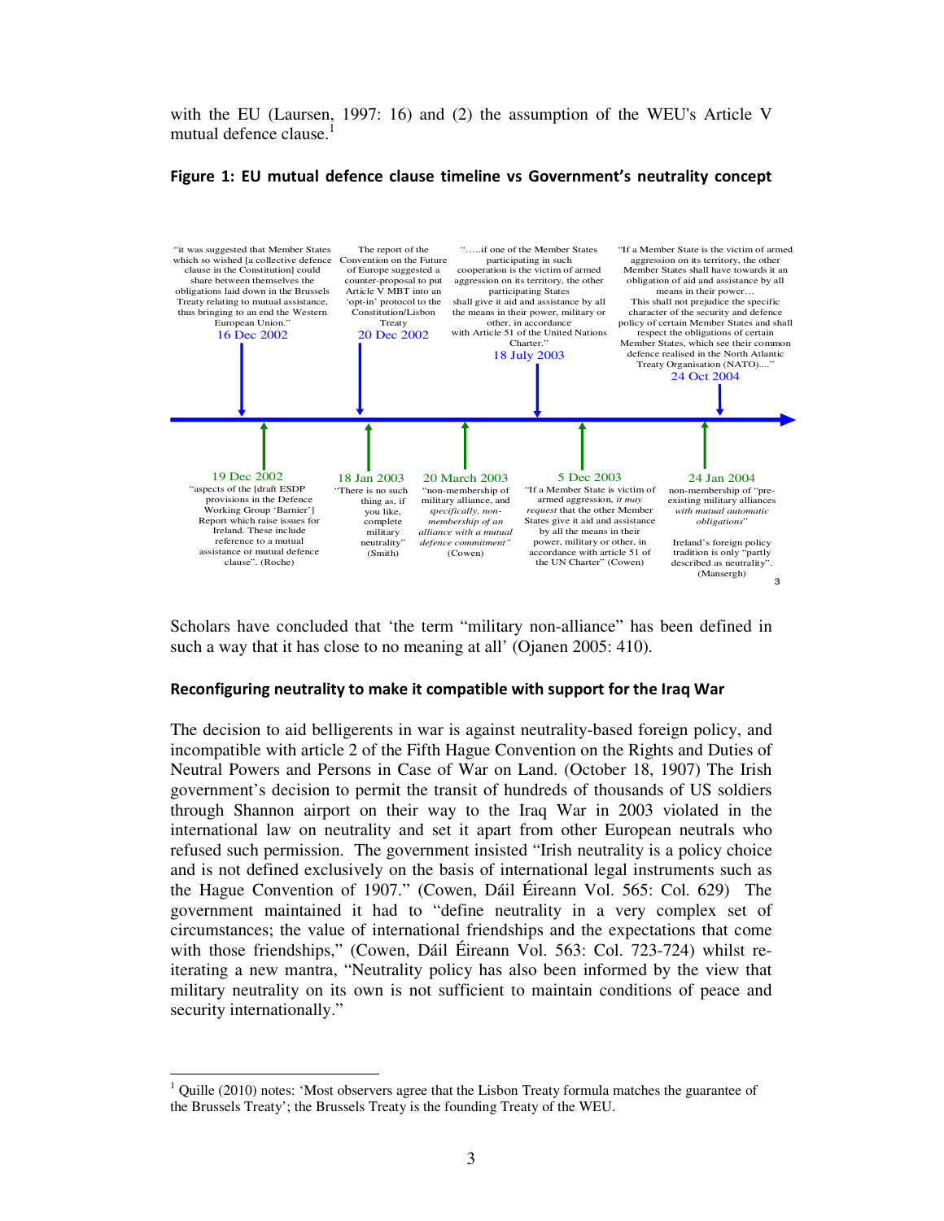with the EU (Laursen, 1997: 16) and (2) the assumption of the WEU's Article V mutual defence clause.[1]

**Figure 1: EU mutual defence clause timeline vs Government's neutrality concept**

16 Dec 2002: "it was suggested that Member States which so wished [a collective defence clause in the Constitution] could share between themselves the obligations laid down in the Brussels Treaty relating to mutual assistance, thus bringing to an end the Western European Union."

20 Dec 2002: The report of the Convention on the Future of Europe suggested a counter-proposal to put Article V MBT into an 'opt-in' protocol to the Constitution/Lisbon Treaty

18 July 2003: ".....if one of the Member States participating in such cooperation is the victim of armed aggression on its territory, the other participating States shall give it aid and assistance by all the means in their power, military or other, in accordance with Article 51 of the United Nations Charter."

24 Oct 2004: "If a Member State is the victim of armed aggression on its territory, the other Member States shall have towards it an obligation of aid and assistance by all means in their power… This shall not prejudice the specific character of the security and defence policy of certain Member States and shall respect the obligations of certain Member States, which see their common defence realised in the North Atlantic Treaty Organisation (NATO)...."

19 Dec 2002: "aspects of the [draft ESDP provisions in the Defence Working Group 'Barnier'] Report which raise issues for Ireland. These include reference to a mutual assistance or mutual defence clause". (Roche)

18 Jan 2003: "There is no such thing as, if you like, complete military neutrality" (Smith)

20 March 2003: "non-membership of military alliance, and *specifically, non-membership of an alliance with a mutual defence commitment"* (Cowen)

5 Dec 2003: "If a Member State is victim of armed aggression, *it may request* that the other Member States give it aid and assistance by all the means in their power, military or other, in accordance with article 51 of the UN Charter" (Cowen)

24 Jan 2004: non-membership of "pre-existing military alliances *with mutual automatic obligations*"

Ireland's foreign policy tradition is only "partly described as neutrality". (Mansergh)

Scholars have concluded that 'the term "military non-alliance" has been defined in such a way that it has close to no meaning at all' (Ojanen 2005: 410).

## Reconfiguring neutrality to make it compatible with support for the Iraq War

The decision to aid belligerents in war is against neutrality-based foreign policy, and incompatible with article 2 of the Fifth Hague Convention on the Rights and Duties of Neutral Powers and Persons in Case of War on Land. (October 18, 1907) The Irish government's decision to permit the transit of hundreds of thousands of US soldiers through Shannon airport on their way to the Iraq War in 2003 violated in the international law on neutrality and set it apart from other European neutrals who refused such permission. The government insisted "Irish neutrality is a policy choice and is not defined exclusively on the basis of international legal instruments such as the Hague Convention of 1907." (Cowen, Dáil Éireann Vol. 565: Col. 629) The government maintained it had to "define neutrality in a very complex set of circumstances; the value of international friendships and the expectations that come with those friendships," (Cowen, Dáil Éireann Vol. 563: Col. 723-724) whilst re-iterating a new mantra, "Neutrality policy has also been informed by the view that military neutrality on its own is not sufficient to maintain conditions of peace and security internationally."

[1] Quille (2010) notes: 'Most observers agree that the Lisbon Treaty formula matches the guarantee of the Brussels Treaty'; the Brussels Treaty is the founding Treaty of the WEU.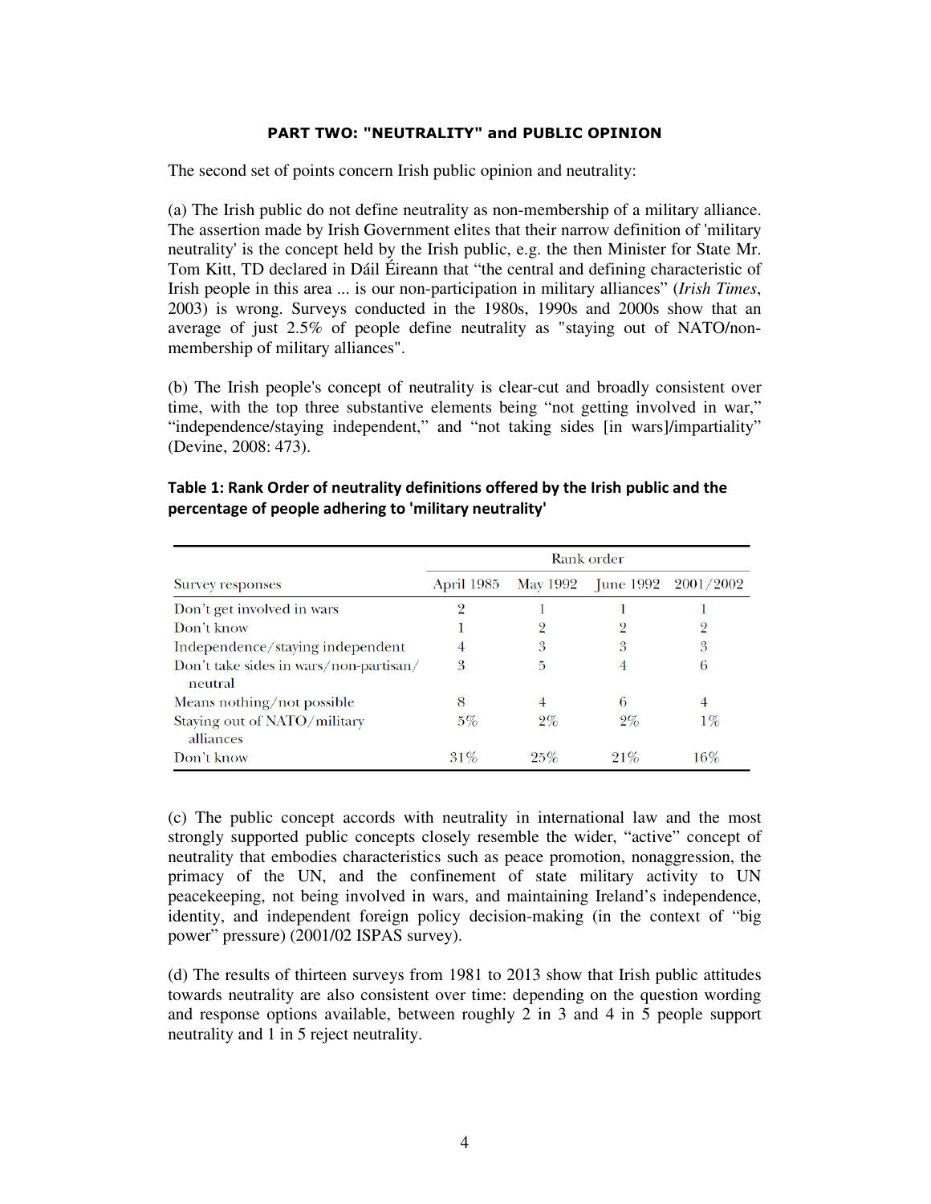## PART TWO: "NEUTRALITY" and PUBLIC OPINION

The second set of points concern Irish public opinion and neutrality:

(a) The Irish public do not define neutrality as non-membership of a military alliance. The assertion made by Irish Government elites that their narrow definition of 'military neutrality' is the concept held by the Irish public, e.g. the then Minister for State Mr. Tom Kitt, TD declared in Dáil Éireann that "the central and defining characteristic of Irish people in this area ... is our non-participation in military alliances" (*Irish Times*, 2003) is wrong. Surveys conducted in the 1980s, 1990s and 2000s show that an average of just 2.5% of people define neutrality as "staying out of NATO/non-membership of military alliances".

(b) The Irish people's concept of neutrality is clear-cut and broadly consistent over time, with the top three substantive elements being "not getting involved in war," "independence/staying independent," and "not taking sides [in wars]/impartiality" (Devine, 2008: 473).

**Table 1: Rank Order of neutrality definitions offered by the Irish public and the percentage of people adhering to 'military neutrality'**

| | Rank order | | | |
|---|---|---|---|---|
| Survey responses | April 1985 | May 1992 | June 1992 | 2001/2002 |
| Don't get involved in wars | 2 | 1 | 1 | 1 |
| Don't know | 1 | 2 | 2 | 2 |
| Independence/staying independent | 4 | 3 | 3 | 3 |
| Don't take sides in wars/non-partisan/neutral | 3 | 5 | 4 | 6 |
| Means nothing/not possible | 8 | 4 | 6 | 4 |
| Staying out of NATO/military alliances | 5% | 2% | 2% | 1% |
| Don't know | 31% | 25% | 21% | 16% |

(c) The public concept accords with neutrality in international law and the most strongly supported public concepts closely resemble the wider, "active" concept of neutrality that embodies characteristics such as peace promotion, nonaggression, the primacy of the UN, and the confinement of state military activity to UN peacekeeping, not being involved in wars, and maintaining Ireland's independence, identity, and independent foreign policy decision-making (in the context of "big power" pressure) (2001/02 ISPAS survey).

(d) The results of thirteen surveys from 1981 to 2013 show that Irish public attitudes towards neutrality are also consistent over time: depending on the question wording and response options available, between roughly 2 in 3 and 4 in 5 people support neutrality and 1 in 5 reject neutrality.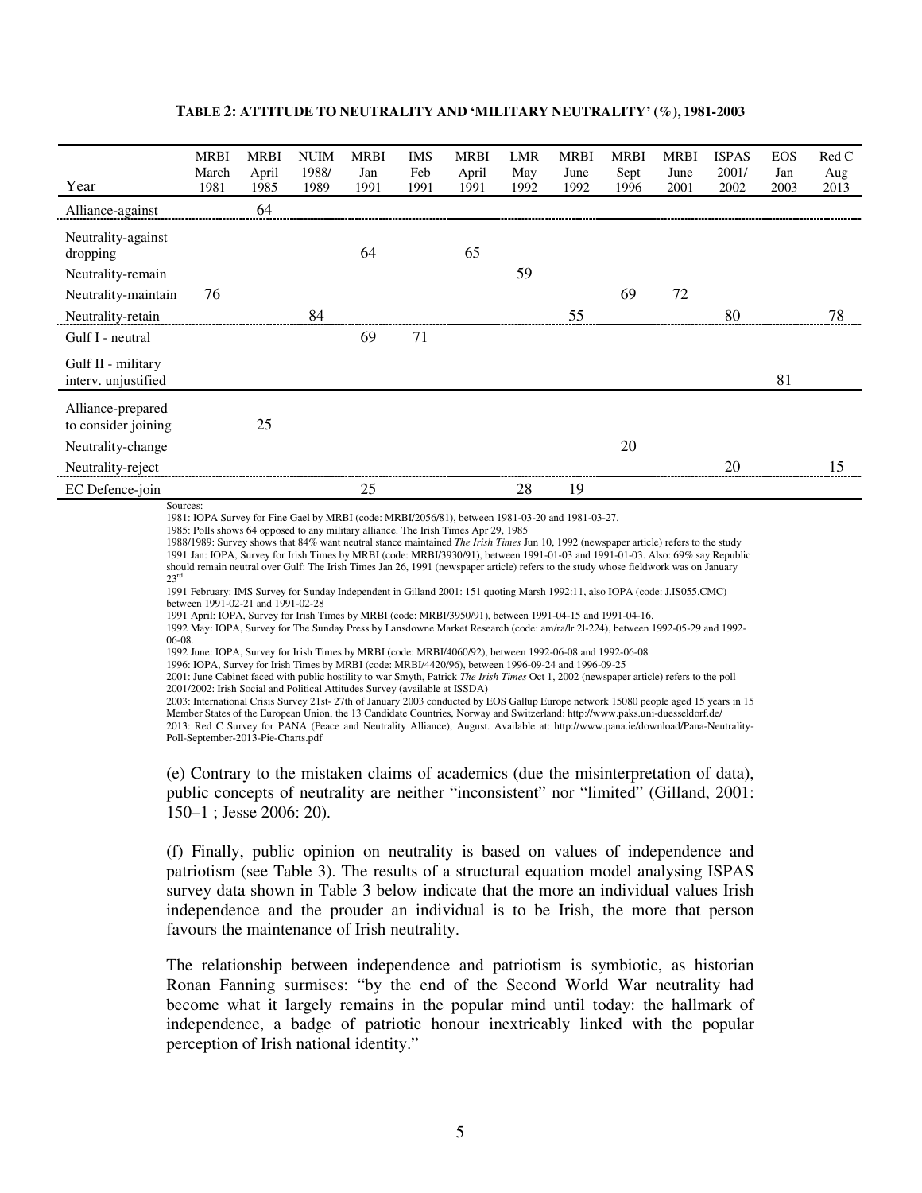**TABLE 2: ATTITUDE TO NEUTRALITY AND 'MILITARY NEUTRALITY' (%), 1981-2003**

| Year | MRBI March 1981 | MRBI April 1985 | NUIM 1988/ 1989 | MRBI Jan 1991 | IMS Feb 1991 | MRBI April 1991 | LMR May 1992 | MRBI June 1992 | MRBI Sept 1996 | MRBI June 2001 | ISPAS 2001/ 2002 | EOS Jan 2003 | Red C Aug 2013 |
|---|---|---|---|---|---|---|---|---|---|---|---|---|---|
| Alliance-against | | 64 | | | | | | | | | | | |
| Neutrality-against dropping | | | | 64 | | 65 | | | | | | | |
| Neutrality-remain | | | | | | | 59 | | | | | | |
| Neutrality-maintain | 76 | | | | | | | | 69 | 72 | | | |
| Neutrality-retain | | | 84 | | | | | 55 | | | 80 | | 78 |
| Gulf I - neutral | | | | 69 | 71 | | | | | | | | |
| Gulf II - military interv. unjustified | | | | | | | | | | | | 81 | |
| Alliance-prepared to consider joining | | 25 | | | | | | | | | | | |
| Neutrality-change | | | | | | | | | 20 | | | | |
| Neutrality-reject | | | | | | | | | | | 20 | | 15 |
| EC Defence-join | | | | 25 | | | 28 | 19 | | | | | |

Sources:
1981: IOPA Survey for Fine Gael by MRBI (code: MRBI/2056/81), between 1981-03-20 and 1981-03-27.
1985: Polls shows 64 opposed to any military alliance. The Irish Times Apr 29, 1985
1988/1989: Survey shows that 84% want neutral stance maintained *The Irish Times* Jun 10, 1992 (newspaper article) refers to the study
1991 Jan: IOPA, Survey for Irish Times by MRBI (code: MRBI/3930/91), between 1991-01-03 and 1991-01-03. Also: 69% say Republic should remain neutral over Gulf: The Irish Times Jan 26, 1991 (newspaper article) refers to the study whose fieldwork was on January 23rd
1991 February: IMS Survey for Sunday Independent in Gilland 2001: 151 quoting Marsh 1992:11, also IOPA (code: J.IS055.CMC) between 1991-02-21 and 1991-02-28
1991 April: IOPA, Survey for Irish Times by MRBI (code: MRBI/3950/91), between 1991-04-15 and 1991-04-16.
1992 May: IOPA, Survey for The Sunday Press by Lansdowne Market Research (code: am/ra/lr 2l-224), between 1992-05-29 and 1992-06-08.
1992 June: IOPA, Survey for Irish Times by MRBI (code: MRBI/4060/92), between 1992-06-08 and 1992-06-08
1996: IOPA, Survey for Irish Times by MRBI (code: MRBI/4420/96), between 1996-09-24 and 1996-09-25
2001: June Cabinet faced with public hostility to war Smyth, Patrick *The Irish Times* Oct 1, 2002 (newspaper article) refers to the poll
2001/2002: Irish Social and Political Attitudes Survey (available at ISSDA)
2003: International Crisis Survey 21st- 27th of January 2003 conducted by EOS Gallup Europe network 15080 people aged 15 years in 15 Member States of the European Union, the 13 Candidate Countries, Norway and Switzerland: http://www.paks.uni-duesseldorf.de/
2013: Red C Survey for PANA (Peace and Neutrality Alliance), August. Available at: http://www.pana.ie/download/Pana-Neutrality-Poll-September-2013-Pie-Charts.pdf

(e) Contrary to the mistaken claims of academics (due the misinterpretation of data), public concepts of neutrality are neither "inconsistent" nor "limited" (Gilland, 2001: 150–1 ; Jesse 2006: 20).

(f) Finally, public opinion on neutrality is based on values of independence and patriotism (see Table 3). The results of a structural equation model analysing ISPAS survey data shown in Table 3 below indicate that the more an individual values Irish independence and the prouder an individual is to be Irish, the more that person favours the maintenance of Irish neutrality.

The relationship between independence and patriotism is symbiotic, as historian Ronan Fanning surmises: "by the end of the Second World War neutrality had become what it largely remains in the popular mind until today: the hallmark of independence, a badge of patriotic honour inextricably linked with the popular perception of Irish national identity."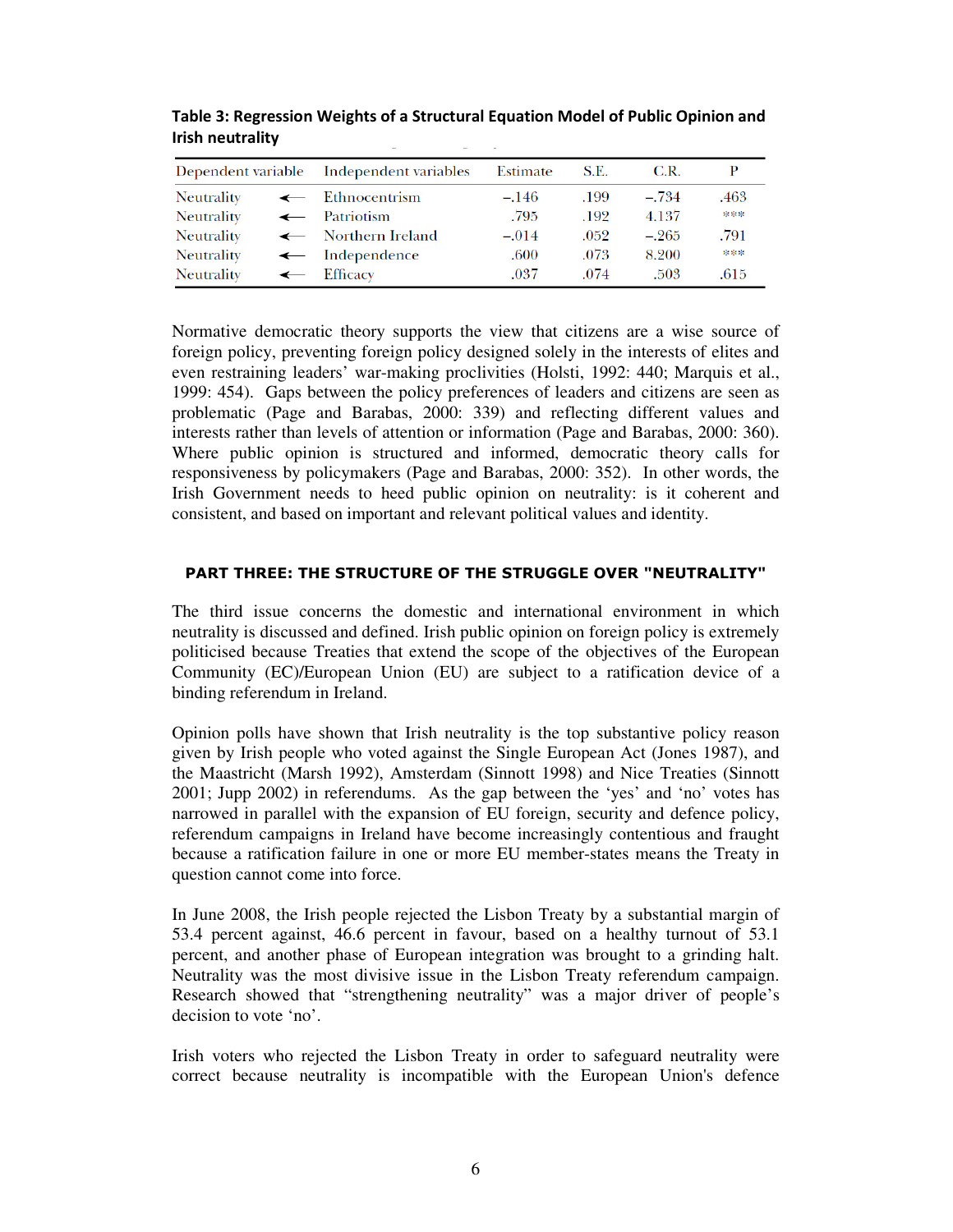**Table 3: Regression Weights of a Structural Equation Model of Public Opinion and Irish neutrality**

| Dependent variable | | Independent variables | Estimate | S.E. | C.R. | P |
|---|---|---|---|---|---|---|
| Neutrality | ← | Ethnocentrism | –.146 | .199 | –.734 | .463 |
| Neutrality | ← | Patriotism | .795 | .192 | 4.137 | *** |
| Neutrality | ← | Northern Ireland | –.014 | .052 | –.265 | .791 |
| Neutrality | ← | Independence | .600 | .073 | 8.200 | *** |
| Neutrality | ← | Efficacy | .037 | .074 | .503 | .615 |

Normative democratic theory supports the view that citizens are a wise source of foreign policy, preventing foreign policy designed solely in the interests of elites and even restraining leaders' war-making proclivities (Holsti, 1992: 440; Marquis et al., 1999: 454). Gaps between the policy preferences of leaders and citizens are seen as problematic (Page and Barabas, 2000: 339) and reflecting different values and interests rather than levels of attention or information (Page and Barabas, 2000: 360). Where public opinion is structured and informed, democratic theory calls for responsiveness by policymakers (Page and Barabas, 2000: 352). In other words, the Irish Government needs to heed public opinion on neutrality: is it coherent and consistent, and based on important and relevant political values and identity.

## PART THREE: THE STRUCTURE OF THE STRUGGLE OVER "NEUTRALITY"

The third issue concerns the domestic and international environment in which neutrality is discussed and defined. Irish public opinion on foreign policy is extremely politicised because Treaties that extend the scope of the objectives of the European Community (EC)/European Union (EU) are subject to a ratification device of a binding referendum in Ireland.

Opinion polls have shown that Irish neutrality is the top substantive policy reason given by Irish people who voted against the Single European Act (Jones 1987), and the Maastricht (Marsh 1992), Amsterdam (Sinnott 1998) and Nice Treaties (Sinnott 2001; Jupp 2002) in referendums. As the gap between the 'yes' and 'no' votes has narrowed in parallel with the expansion of EU foreign, security and defence policy, referendum campaigns in Ireland have become increasingly contentious and fraught because a ratification failure in one or more EU member-states means the Treaty in question cannot come into force.

In June 2008, the Irish people rejected the Lisbon Treaty by a substantial margin of 53.4 percent against, 46.6 percent in favour, based on a healthy turnout of 53.1 percent, and another phase of European integration was brought to a grinding halt. Neutrality was the most divisive issue in the Lisbon Treaty referendum campaign. Research showed that "strengthening neutrality" was a major driver of people's decision to vote 'no'.

Irish voters who rejected the Lisbon Treaty in order to safeguard neutrality were correct because neutrality is incompatible with the European Union's defence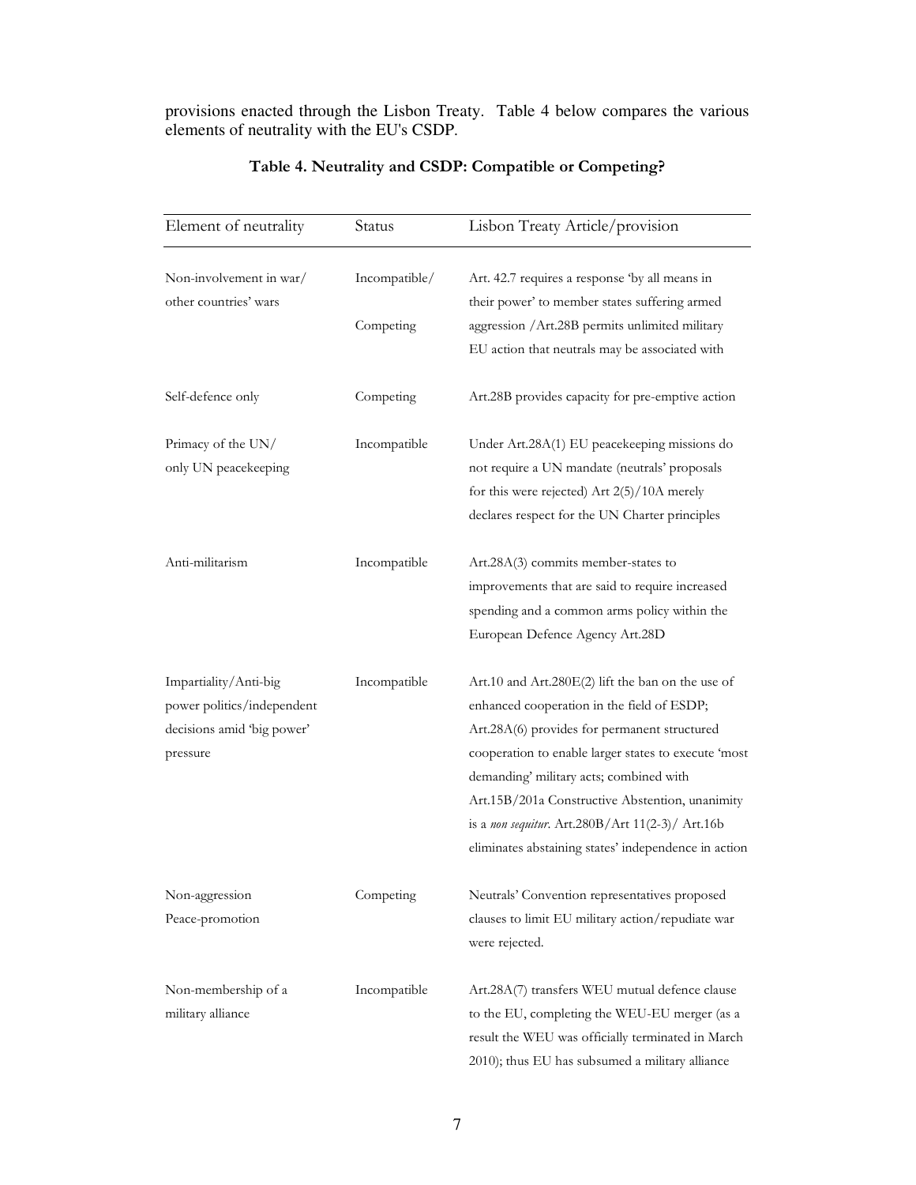provisions enacted through the Lisbon Treaty. Table 4 below compares the various elements of neutrality with the EU's CSDP.

**Table 4. Neutrality and CSDP: Compatible or Competing?**

| Element of neutrality | Status | Lisbon Treaty Article/provision |
|---|---|---|
| Non-involvement in war/ other countries' wars | Incompatible/ Competing | Art. 42.7 requires a response 'by all means in their power' to member states suffering armed aggression /Art.28B permits unlimited military EU action that neutrals may be associated with |
| Self-defence only | Competing | Art.28B provides capacity for pre-emptive action |
| Primacy of the UN/ only UN peacekeeping | Incompatible | Under Art.28A(1) EU peacekeeping missions do not require a UN mandate (neutrals' proposals for this were rejected) Art 2(5)/10A merely declares respect for the UN Charter principles |
| Anti-militarism | Incompatible | Art.28A(3) commits member-states to improvements that are said to require increased spending and a common arms policy within the European Defence Agency Art.28D |
| Impartiality/Anti-big power politics/independent decisions amid 'big power' pressure | Incompatible | Art.10 and Art.280E(2) lift the ban on the use of enhanced cooperation in the field of ESDP; Art.28A(6) provides for permanent structured cooperation to enable larger states to execute 'most demanding' military acts; combined with Art.15B/201a Constructive Abstention, unanimity is a *non sequitur*. Art.280B/Art 11(2-3)/ Art.16b eliminates abstaining states' independence in action |
| Non-aggression Peace-promotion | Competing | Neutrals' Convention representatives proposed clauses to limit EU military action/repudiate war were rejected. |
| Non-membership of a military alliance | Incompatible | Art.28A(7) transfers WEU mutual defence clause to the EU, completing the WEU-EU merger (as a result the WEU was officially terminated in March 2010); thus EU has subsumed a military alliance |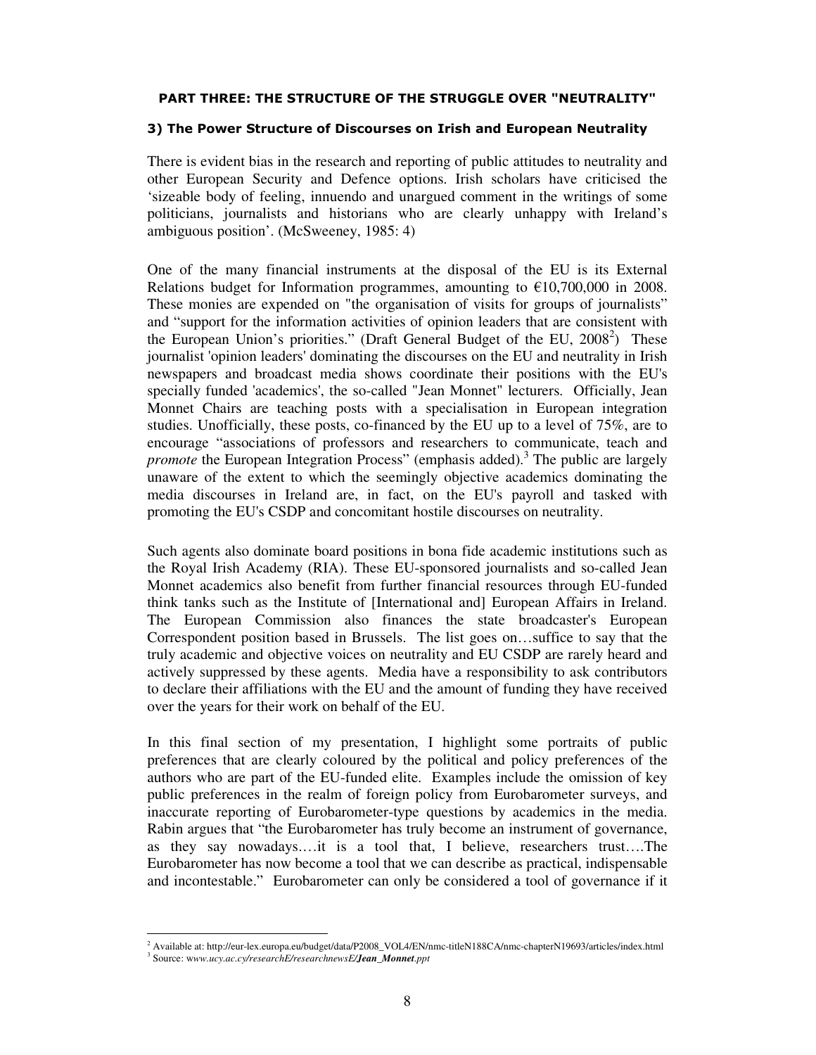#### PART THREE: THE STRUCTURE OF THE STRUGGLE OVER "NEUTRALITY"

#### 3) The Power Structure of Discourses on Irish and European Neutrality

There is evident bias in the research and reporting of public attitudes to neutrality and other European Security and Defence options. Irish scholars have criticised the 'sizeable body of feeling, innuendo and unargued comment in the writings of some politicians, journalists and historians who are clearly unhappy with Ireland's ambiguous position'. (McSweeney, 1985: 4)

One of the many financial instruments at the disposal of the EU is its External Relations budget for Information programmes, amounting to €10,700,000 in 2008. These monies are expended on "the organisation of visits for groups of journalists" and "support for the information activities of opinion leaders that are consistent with the European Union's priorities." (Draft General Budget of the EU, 2008[2]) These journalist 'opinion leaders' dominating the discourses on the EU and neutrality in Irish newspapers and broadcast media shows coordinate their positions with the EU's specially funded 'academics', the so-called "Jean Monnet" lecturers. Officially, Jean Monnet Chairs are teaching posts with a specialisation in European integration studies. Unofficially, these posts, co-financed by the EU up to a level of 75%, are to encourage "associations of professors and researchers to communicate, teach and *promote* the European Integration Process" (emphasis added).[3] The public are largely unaware of the extent to which the seemingly objective academics dominating the media discourses in Ireland are, in fact, on the EU's payroll and tasked with promoting the EU's CSDP and concomitant hostile discourses on neutrality.

Such agents also dominate board positions in bona fide academic institutions such as the Royal Irish Academy (RIA). These EU-sponsored journalists and so-called Jean Monnet academics also benefit from further financial resources through EU-funded think tanks such as the Institute of [International and] European Affairs in Ireland. The European Commission also finances the state broadcaster's European Correspondent position based in Brussels. The list goes on…suffice to say that the truly academic and objective voices on neutrality and EU CSDP are rarely heard and actively suppressed by these agents. Media have a responsibility to ask contributors to declare their affiliations with the EU and the amount of funding they have received over the years for their work on behalf of the EU.

In this final section of my presentation, I highlight some portraits of public preferences that are clearly coloured by the political and policy preferences of the authors who are part of the EU-funded elite. Examples include the omission of key public preferences in the realm of foreign policy from Eurobarometer surveys, and inaccurate reporting of Eurobarometer-type questions by academics in the media. Rabin argues that "the Eurobarometer has truly become an instrument of governance, as they say nowadays.…it is a tool that, I believe, researchers trust….The Eurobarometer has now become a tool that we can describe as practical, indispensable and incontestable." Eurobarometer can only be considered a tool of governance if it

---

[2] Available at: http://eur-lex.europa.eu/budget/data/P2008_VOL4/EN/nmc-titleN188CA/nmc-chapterN19693/articles/index.html

[3] Source: *www.ucy.ac.cy/researchE/researchnewsE/**Jean_Monnet**.ppt*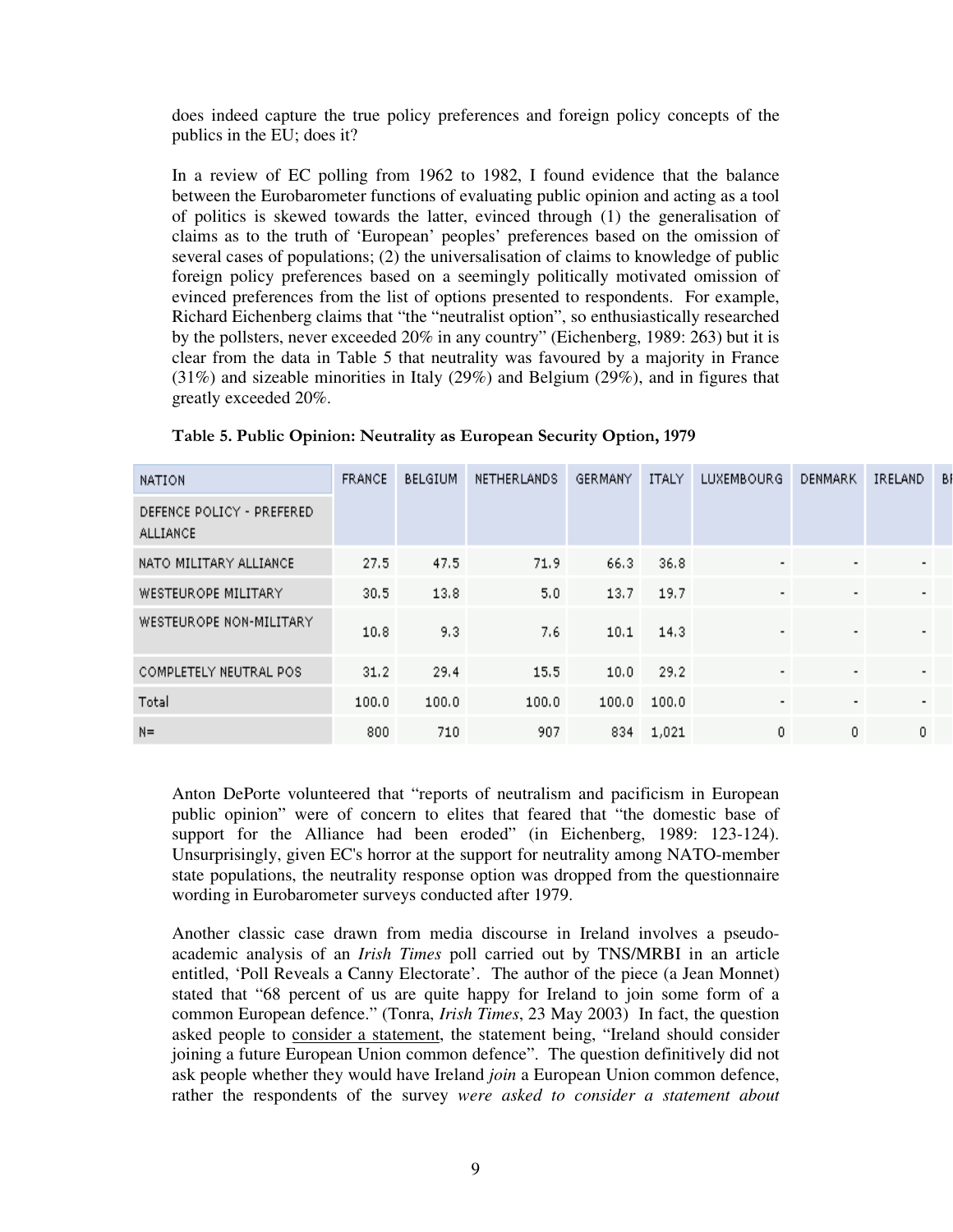does indeed capture the true policy preferences and foreign policy concepts of the publics in the EU; does it?

In a review of EC polling from 1962 to 1982, I found evidence that the balance between the Eurobarometer functions of evaluating public opinion and acting as a tool of politics is skewed towards the latter, evinced through (1) the generalisation of claims as to the truth of 'European' peoples' preferences based on the omission of several cases of populations; (2) the universalisation of claims to knowledge of public foreign policy preferences based on a seemingly politically motivated omission of evinced preferences from the list of options presented to respondents. For example, Richard Eichenberg claims that "the "neutralist option", so enthusiastically researched by the pollsters, never exceeded 20% in any country" (Eichenberg, 1989: 263) but it is clear from the data in Table 5 that neutrality was favoured by a majority in France (31%) and sizeable minorities in Italy (29%) and Belgium (29%), and in figures that greatly exceeded 20%.

**Table 5. Public Opinion: Neutrality as European Security Option, 1979**

| NATION | FRANCE | BELGIUM | NETHERLANDS | GERMANY | ITALY | LUXEMBOURG | DENMARK | IRELAND | BI |
|---|---|---|---|---|---|---|---|---|---|
| DEFENCE POLICY - PREFERED ALLIANCE | | | | | | | | | |
| NATO MILITARY ALLIANCE | 27.5 | 47.5 | 71.9 | 66.3 | 36.8 | - | - | - | |
| WESTEUROPE MILITARY | 30.5 | 13.8 | 5.0 | 13.7 | 19.7 | - | - | - | |
| WESTEUROPE NON-MILITARY | 10.8 | 9.3 | 7.6 | 10.1 | 14.3 | - | - | - | |
| COMPLETELY NEUTRAL POS | 31.2 | 29.4 | 15.5 | 10.0 | 29.2 | - | - | - | |
| Total | 100.0 | 100.0 | 100.0 | 100.0 | 100.0 | - | - | - | |
| N= | 800 | 710 | 907 | 834 | 1,021 | 0 | 0 | 0 | |

Anton DePorte volunteered that "reports of neutralism and pacificism in European public opinion" were of concern to elites that feared that "the domestic base of support for the Alliance had been eroded" (in Eichenberg, 1989: 123-124). Unsurprisingly, given EC's horror at the support for neutrality among NATO-member state populations, the neutrality response option was dropped from the questionnaire wording in Eurobarometer surveys conducted after 1979.

Another classic case drawn from media discourse in Ireland involves a pseudo-academic analysis of an *Irish Times* poll carried out by TNS/MRBI in an article entitled, 'Poll Reveals a Canny Electorate'. The author of the piece (a Jean Monnet) stated that "68 percent of us are quite happy for Ireland to join some form of a common European defence." (Tonra, *Irish Times*, 23 May 2003) In fact, the question asked people to consider a statement, the statement being, "Ireland should consider joining a future European Union common defence". The question definitively did not ask people whether they would have Ireland *join* a European Union common defence, rather the respondents of the survey *were asked to consider a statement about*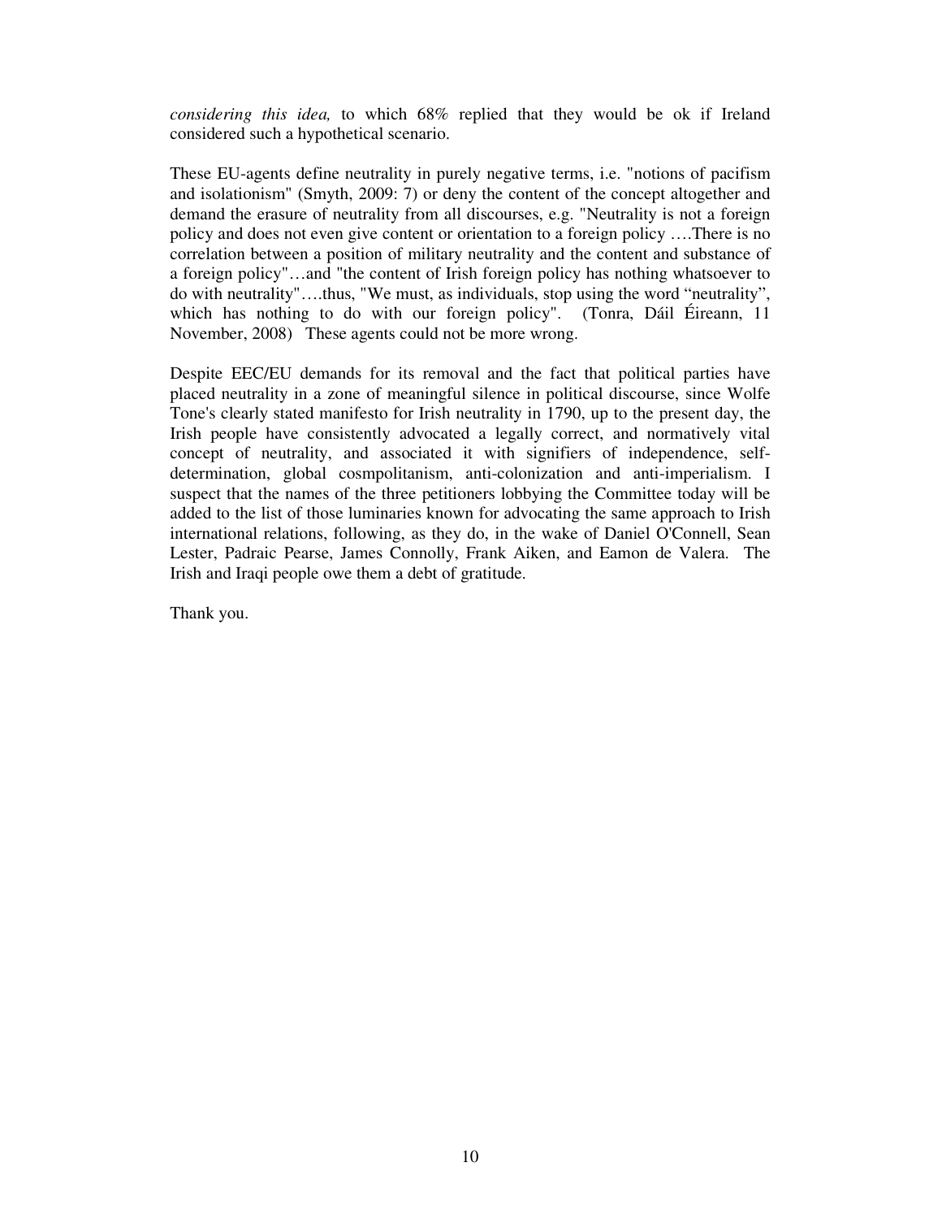*considering this idea,* to which 68% replied that they would be ok if Ireland considered such a hypothetical scenario.

These EU-agents define neutrality in purely negative terms, i.e. "notions of pacifism and isolationism" (Smyth, 2009: 7) or deny the content of the concept altogether and demand the erasure of neutrality from all discourses, e.g. "Neutrality is not a foreign policy and does not even give content or orientation to a foreign policy ….There is no correlation between a position of military neutrality and the content and substance of a foreign policy"…and "the content of Irish foreign policy has nothing whatsoever to do with neutrality"….thus, "We must, as individuals, stop using the word "neutrality", which has nothing to do with our foreign policy". (Tonra, Dáil Éireann, 11 November, 2008) These agents could not be more wrong.

Despite EEC/EU demands for its removal and the fact that political parties have placed neutrality in a zone of meaningful silence in political discourse, since Wolfe Tone's clearly stated manifesto for Irish neutrality in 1790, up to the present day, the Irish people have consistently advocated a legally correct, and normatively vital concept of neutrality, and associated it with signifiers of independence, self-determination, global cosmpolitanism, anti-colonization and anti-imperialism. I suspect that the names of the three petitioners lobbying the Committee today will be added to the list of those luminaries known for advocating the same approach to Irish international relations, following, as they do, in the wake of Daniel O'Connell, Sean Lester, Padraic Pearse, James Connolly, Frank Aiken, and Eamon de Valera. The Irish and Iraqi people owe them a debt of gratitude.

Thank you.